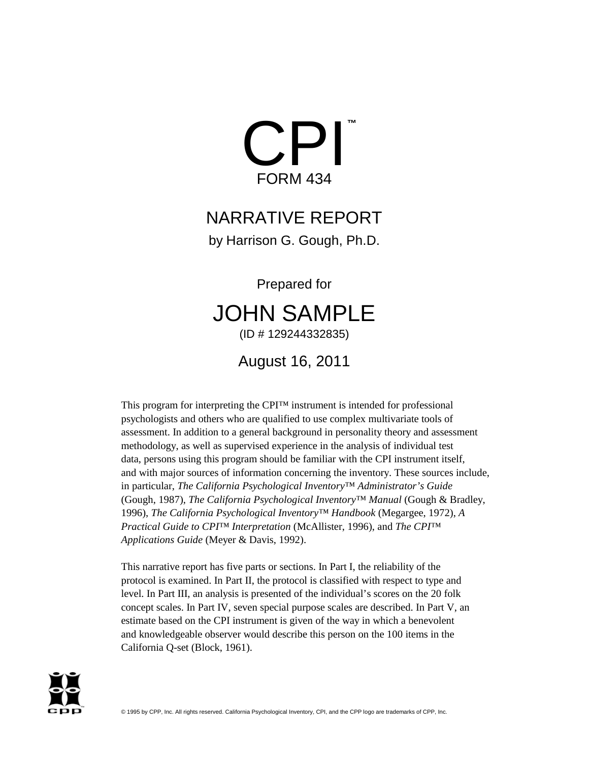# CPI™

FORM 434

## NARRATIVE REPORT

by Harrison G. Gough, Ph.D.

Prepared for

## JOHN SAMPLE

(ID # 129244332835)

August 16, 2011

This program for interpreting the CPI™ instrument is intended for professional psychologists and others who are qualified to use complex multivariate tools of assessment. In addition to a general background in personality theory and assessment methodology, as well as supervised experience in the analysis of individual test data, persons using this program should be familiar with the CPI instrument itself, and with major sources of information concerning the inventory. These sources include, in particular, *The California Psychological Inventory™ Administrator's Guide* (Gough, 1987), *The California Psychological Inventory™ Manual* (Gough & Bradley, 1996), *The California Psychological Inventory™ Handbook* (Megargee, 1972), *A Practical Guide to CPI™ Interpretation* (McAllister, 1996), and *The CPI™ Applications Guide* (Meyer & Davis, 1992).

This narrative report has five parts or sections. In Part I, the reliability of the protocol is examined. In Part II, the protocol is classified with respect to type and level. In Part III, an analysis is presented of the individual's scores on the 20 folk concept scales. In Part IV, seven special purpose scales are described. In Part V, an estimate based on the CPI instrument is given of the way in which a benevolent and knowledgeable observer would describe this person on the 100 items in the California Q-set (Block, 1961).

© 1995 by CPP, Inc. All rights reserved. California Psychological Inventory, CPI, and the CPP logo are trademarks of CPP, Inc.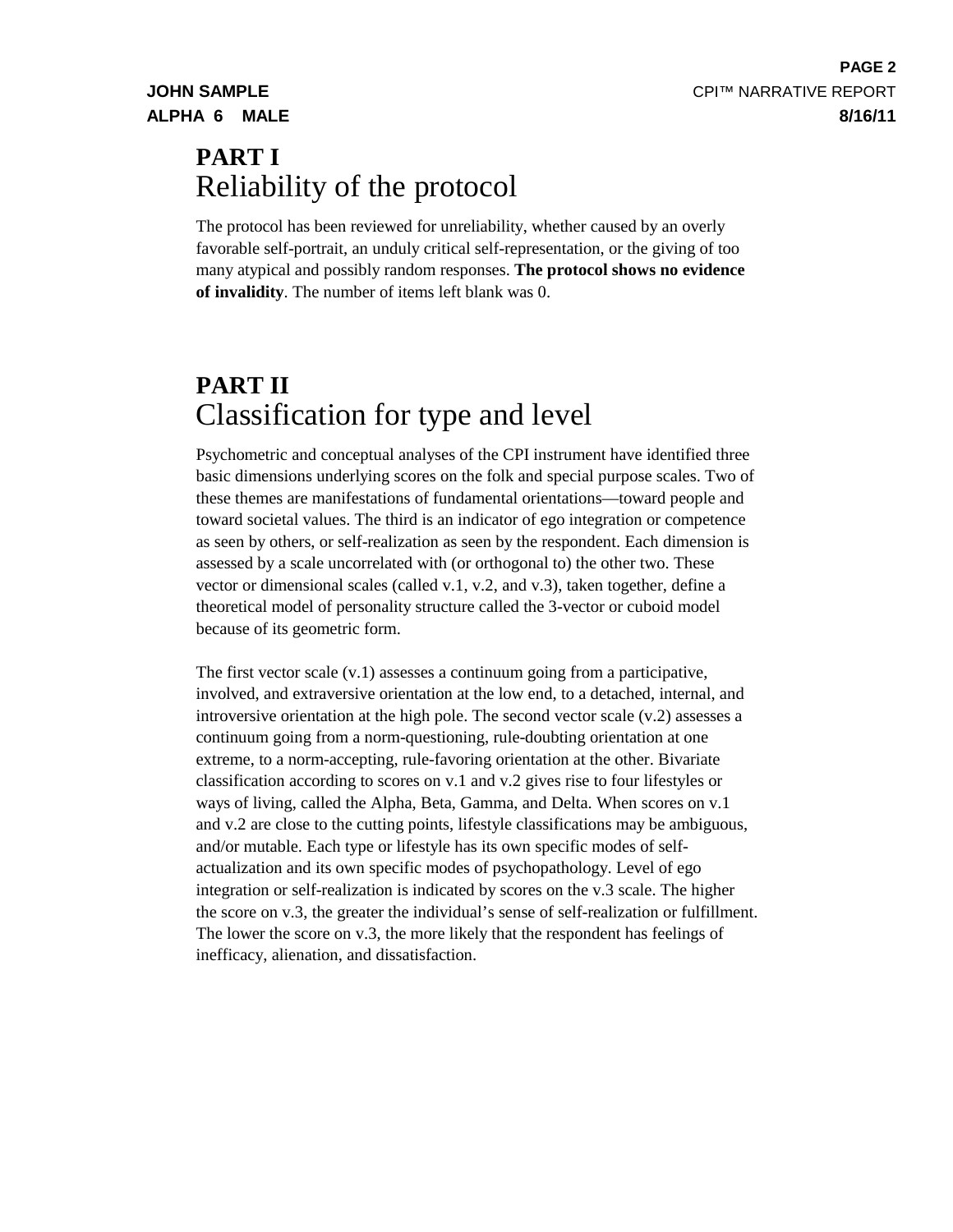## PART I
## Reliability of the protocol

The protocol has been reviewed for unreliability, whether caused by an overly favorable self-portrait, an unduly critical self-representation, or the giving of too many atypical and possibly random responses. **The protocol shows no evidence of invalidity**. The number of items left blank was 0.

## PART II
## Classification for type and level

Psychometric and conceptual analyses of the CPI instrument have identified three basic dimensions underlying scores on the folk and special purpose scales. Two of these themes are manifestations of fundamental orientations—toward people and toward societal values. The third is an indicator of ego integration or competence as seen by others, or self-realization as seen by the respondent. Each dimension is assessed by a scale uncorrelated with (or orthogonal to) the other two. These vector or dimensional scales (called v.1, v.2, and v.3), taken together, define a theoretical model of personality structure called the 3-vector or cuboid model because of its geometric form.

The first vector scale (v.1) assesses a continuum going from a participative, involved, and extraversive orientation at the low end, to a detached, internal, and introversive orientation at the high pole. The second vector scale (v.2) assesses a continuum going from a norm-questioning, rule-doubting orientation at one extreme, to a norm-accepting, rule-favoring orientation at the other. Bivariate classification according to scores on v.1 and v.2 gives rise to four lifestyles or ways of living, called the Alpha, Beta, Gamma, and Delta. When scores on v.1 and v.2 are close to the cutting points, lifestyle classifications may be ambiguous, and/or mutable. Each type or lifestyle has its own specific modes of self-actualization and its own specific modes of psychopathology. Level of ego integration or self-realization is indicated by scores on the v.3 scale. The higher the score on v.3, the greater the individual's sense of self-realization or fulfillment. The lower the score on v.3, the more likely that the respondent has feelings of inefficacy, alienation, and dissatisfaction.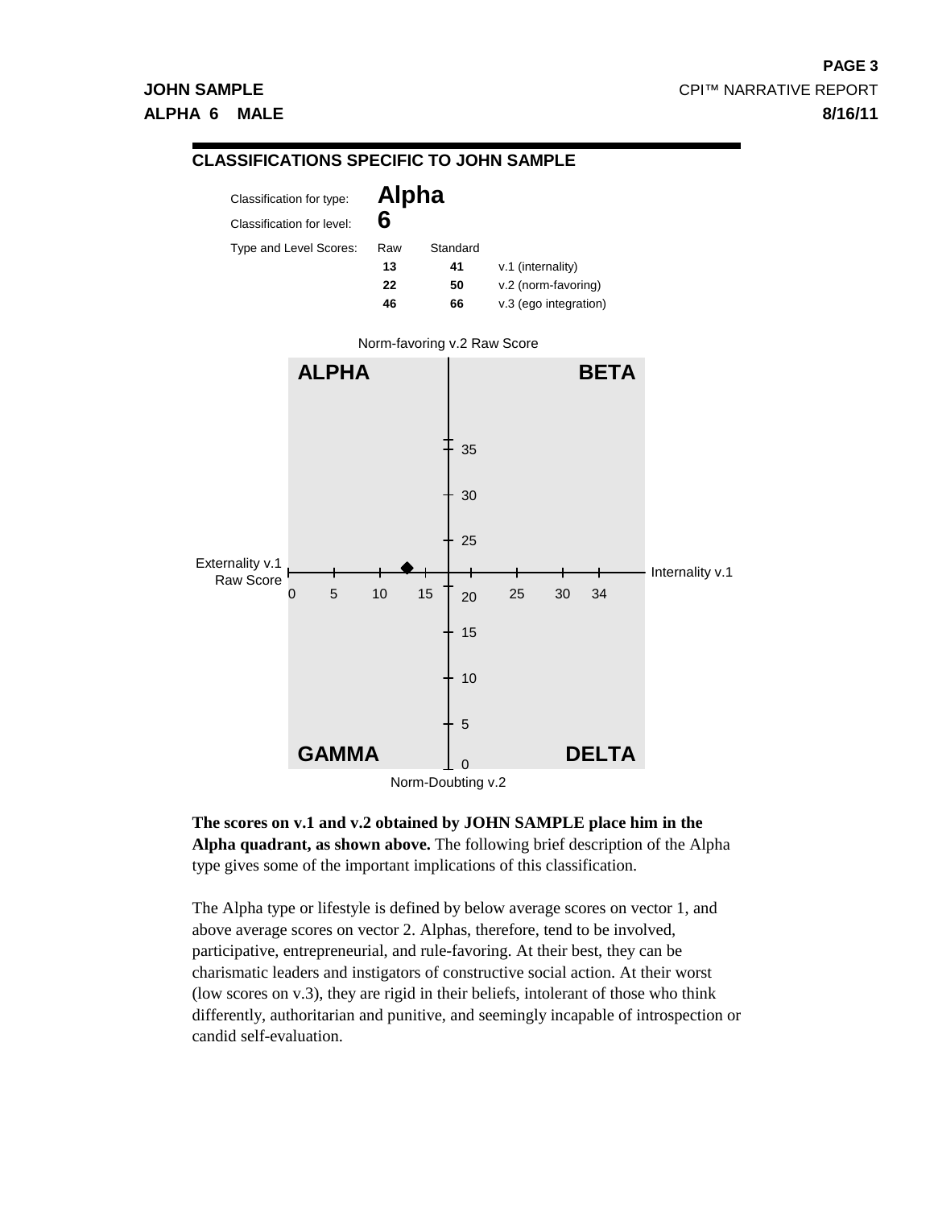## CLASSIFICATIONS SPECIFIC TO JOHN SAMPLE

Classification for type: **Alpha**

Classification for level: **6**

| Type and Level Scores: | Raw | Standard | |
|---|---|---|---|
| | **13** | **41** | v.1 (internality) |
| | **22** | **50** | v.2 (norm-favoring) |
| | **46** | **66** | v.3 (ego integration) |

**The scores on v.1 and v.2 obtained by JOHN SAMPLE place him in the Alpha quadrant, as shown above.** The following brief description of the Alpha type gives some of the important implications of this classification.

The Alpha type or lifestyle is defined by below average scores on vector 1, and above average scores on vector 2. Alphas, therefore, tend to be involved, participative, entrepreneurial, and rule-favoring. At their best, they can be charismatic leaders and instigators of constructive social action. At their worst (low scores on v.3), they are rigid in their beliefs, intolerant of those who think differently, authoritarian and punitive, and seemingly incapable of introspection or candid self-evaluation.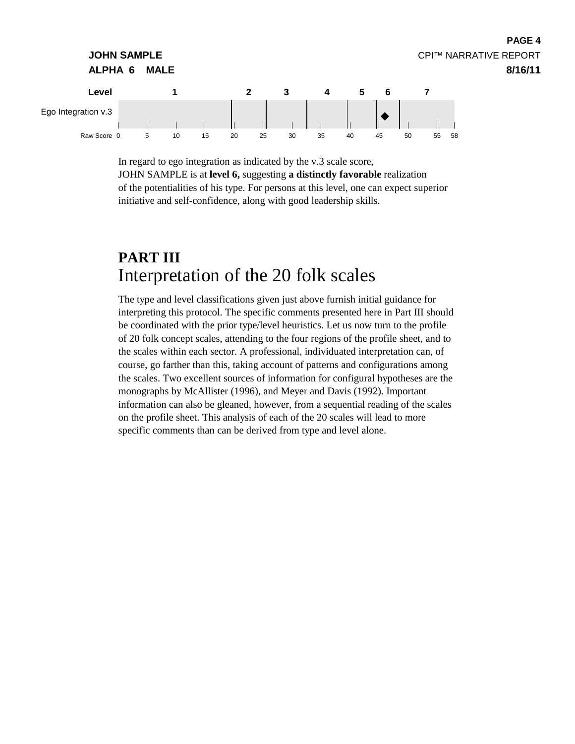| Level | 1 | 2 | 3 | 4 | 5 | 6 | 7 |
|---|---|---|---|---|---|---|---|
| Ego Integration v.3 | | | | | | ◆ | |

Raw Score 0 5 10 15 20 25 30 35 40 45 50 55 58

In regard to ego integration as indicated by the v.3 scale score, JOHN SAMPLE is at **level 6,** suggesting **a distinctly favorable** realization of the potentialities of his type. For persons at this level, one can expect superior initiative and self-confidence, along with good leadership skills.

# PART III
## Interpretation of the 20 folk scales

The type and level classifications given just above furnish initial guidance for interpreting this protocol. The specific comments presented here in Part III should be coordinated with the prior type/level heuristics. Let us now turn to the profile of 20 folk concept scales, attending to the four regions of the profile sheet, and to the scales within each sector. A professional, individuated interpretation can, of course, go farther than this, taking account of patterns and configurations among the scales. Two excellent sources of information for configural hypotheses are the monographs by McAllister (1996), and Meyer and Davis (1992). Important information can also be gleaned, however, from a sequential reading of the scales on the profile sheet. This analysis of each of the 20 scales will lead to more specific comments than can be derived from type and level alone.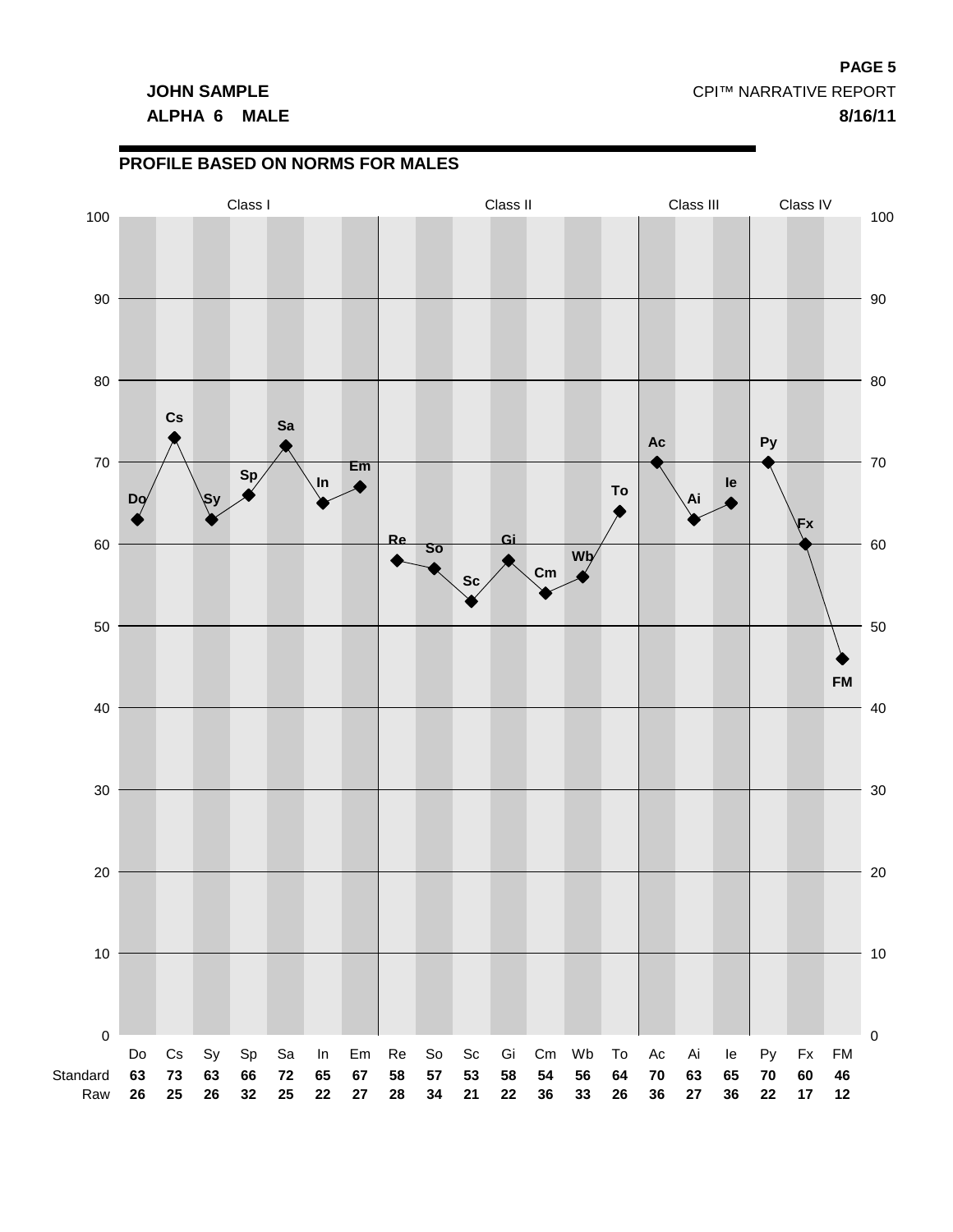JOHN SAMPLE
ALPHA 6 MALE

CPI™ NARRATIVE REPORT
8/16/11

## PROFILE BASED ON NORMS FOR MALES

| | Class I | | | | | | | Class II | | | | | | | Class III | | | Class IV | | |
|---|---|---|---|---|---|---|---|---|---|---|---|---|---|---|---|---|---|---|---|---|
| | Do | Cs | Sy | Sp | Sa | In | Em | Re | So | Sc | Gi | Cm | Wb | To | Ac | Ai | Ie | Py | Fx | FM |
| Standard | **63** | **73** | **63** | **66** | **72** | **65** | **67** | **58** | **57** | **53** | **58** | **54** | **56** | **64** | **70** | **63** | **65** | **70** | **60** | **46** |
| Raw | **26** | **25** | **26** | **32** | **25** | **22** | **27** | **28** | **34** | **21** | **22** | **36** | **33** | **26** | **36** | **27** | **36** | **22** | **17** | **12** |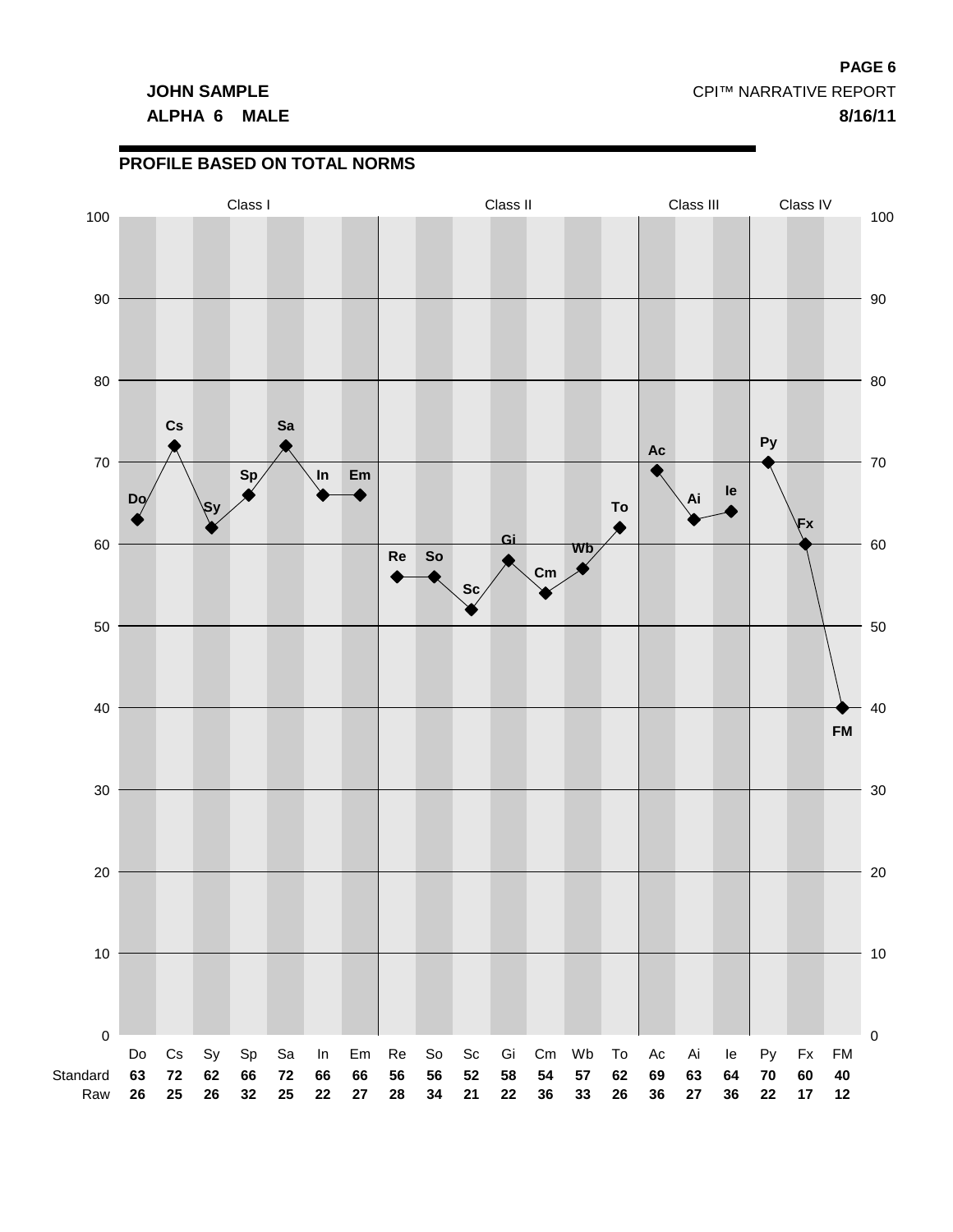**JOHN SAMPLE**
**ALPHA 6 MALE**

CPI™ NARRATIVE REPORT
**8/16/11**

## PROFILE BASED ON TOTAL NORMS

| | Class I | | | | | | | Class II | | | | | | | Class III | | | Class IV | | |
|---|---|---|---|---|---|---|---|---|---|---|---|---|---|---|---|---|---|---|---|---|
| | Do | Cs | Sy | Sp | Sa | In | Em | Re | So | Sc | Gi | Cm | Wb | To | Ac | Ai | Ie | Py | Fx | FM |
| Standard | **63** | **72** | **62** | **66** | **72** | **66** | **66** | **56** | **56** | **52** | **58** | **54** | **57** | **62** | **69** | **63** | **64** | **70** | **60** | **40** |
| Raw | **26** | **25** | **26** | **32** | **25** | **22** | **27** | **28** | **34** | **21** | **22** | **36** | **33** | **26** | **36** | **27** | **36** | **22** | **17** | **12** |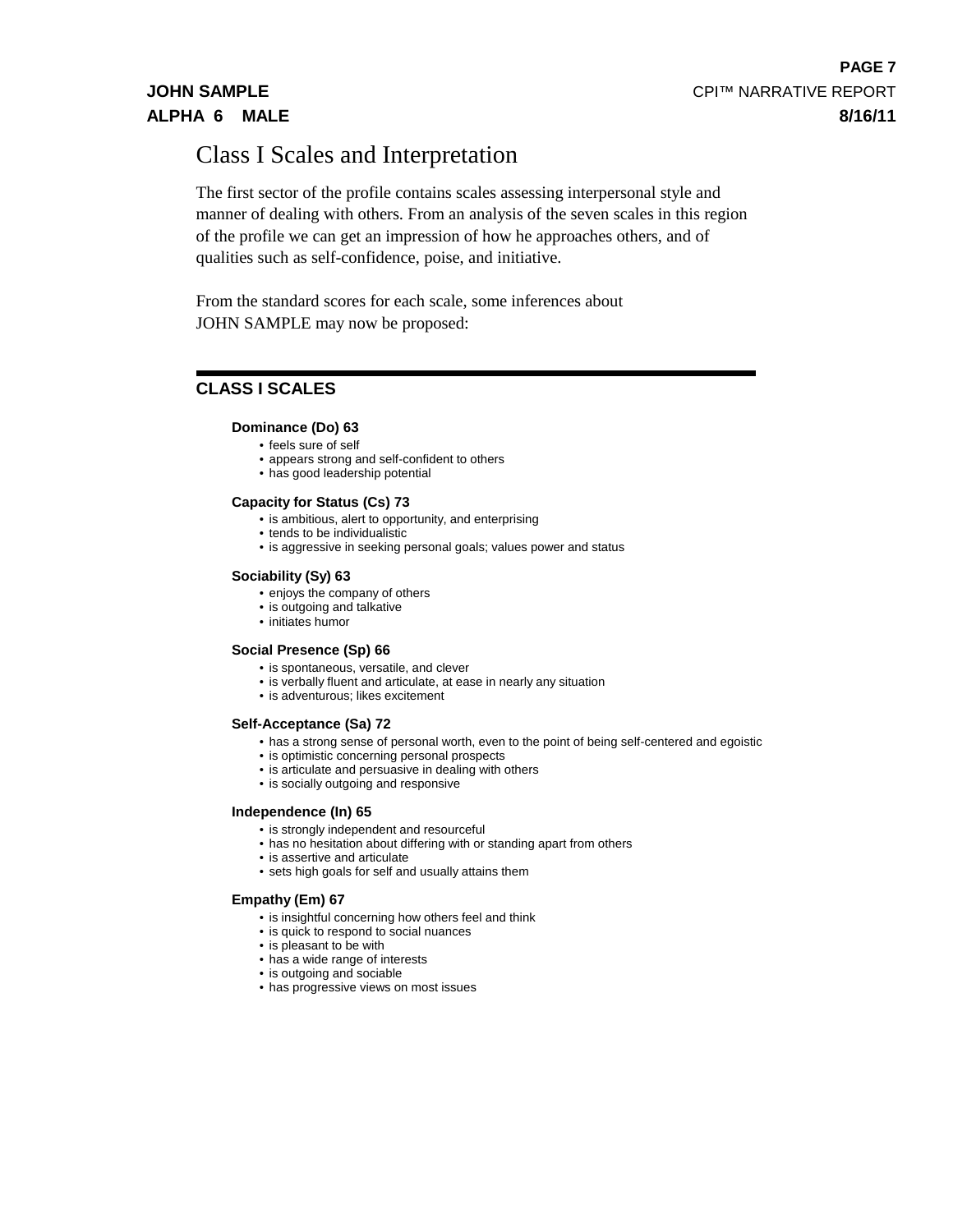# Class I Scales and Interpretation

The first sector of the profile contains scales assessing interpersonal style and manner of dealing with others. From an analysis of the seven scales in this region of the profile we can get an impression of how he approaches others, and of qualities such as self-confidence, poise, and initiative.

From the standard scores for each scale, some inferences about JOHN SAMPLE may now be proposed:

## CLASS I SCALES

**Dominance (Do) 63**

- feels sure of self
- appears strong and self-confident to others
- has good leadership potential

**Capacity for Status (Cs) 73**

- is ambitious, alert to opportunity, and enterprising
- tends to be individualistic
- is aggressive in seeking personal goals; values power and status

**Sociability (Sy) 63**

- enjoys the company of others
- is outgoing and talkative
- initiates humor

**Social Presence (Sp) 66**

- is spontaneous, versatile, and clever
- is verbally fluent and articulate, at ease in nearly any situation
- is adventurous; likes excitement

**Self-Acceptance (Sa) 72**

- has a strong sense of personal worth, even to the point of being self-centered and egoistic
- is optimistic concerning personal prospects
- is articulate and persuasive in dealing with others
- is socially outgoing and responsive

**Independence (In) 65**

- is strongly independent and resourceful
- has no hesitation about differing with or standing apart from others
- is assertive and articulate
- sets high goals for self and usually attains them

**Empathy (Em) 67**

- is insightful concerning how others feel and think
- is quick to respond to social nuances
- is pleasant to be with
- has a wide range of interests
- is outgoing and sociable
- has progressive views on most issues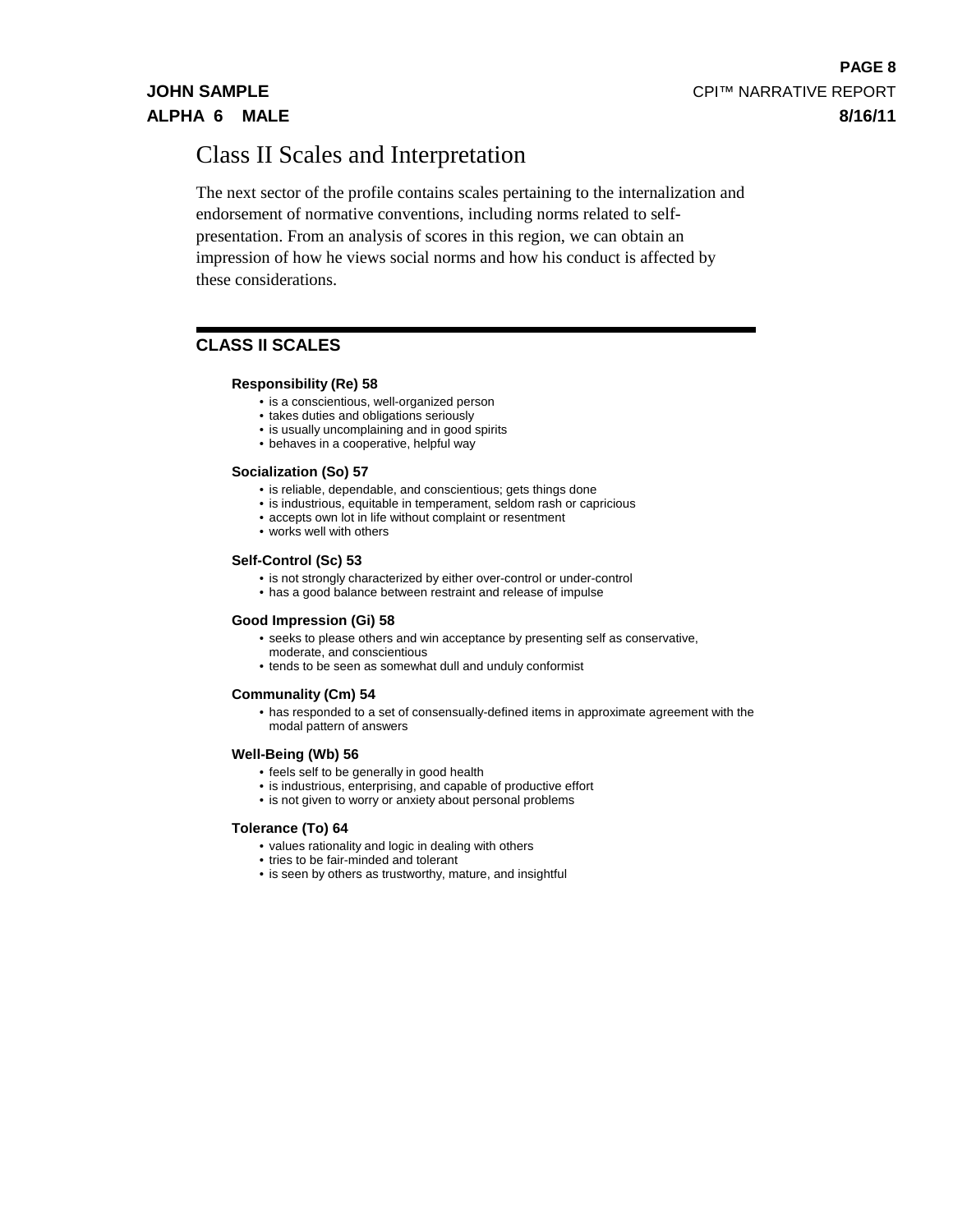# Class II Scales and Interpretation

The next sector of the profile contains scales pertaining to the internalization and endorsement of normative conventions, including norms related to self-presentation. From an analysis of scores in this region, we can obtain an impression of how he views social norms and how his conduct is affected by these considerations.

## CLASS II SCALES

**Responsibility (Re) 58**

- is a conscientious, well-organized person
- takes duties and obligations seriously
- is usually uncomplaining and in good spirits
- behaves in a cooperative, helpful way

**Socialization (So) 57**

- is reliable, dependable, and conscientious; gets things done
- is industrious, equitable in temperament, seldom rash or capricious
- accepts own lot in life without complaint or resentment
- works well with others

**Self-Control (Sc) 53**

- is not strongly characterized by either over-control or under-control
- has a good balance between restraint and release of impulse

**Good Impression (Gi) 58**

- seeks to please others and win acceptance by presenting self as conservative, moderate, and conscientious
- tends to be seen as somewhat dull and unduly conformist

**Communality (Cm) 54**

- has responded to a set of consensually-defined items in approximate agreement with the modal pattern of answers

**Well-Being (Wb) 56**

- feels self to be generally in good health
- is industrious, enterprising, and capable of productive effort
- is not given to worry or anxiety about personal problems

**Tolerance (To) 64**

- values rationality and logic in dealing with others
- tries to be fair-minded and tolerant
- is seen by others as trustworthy, mature, and insightful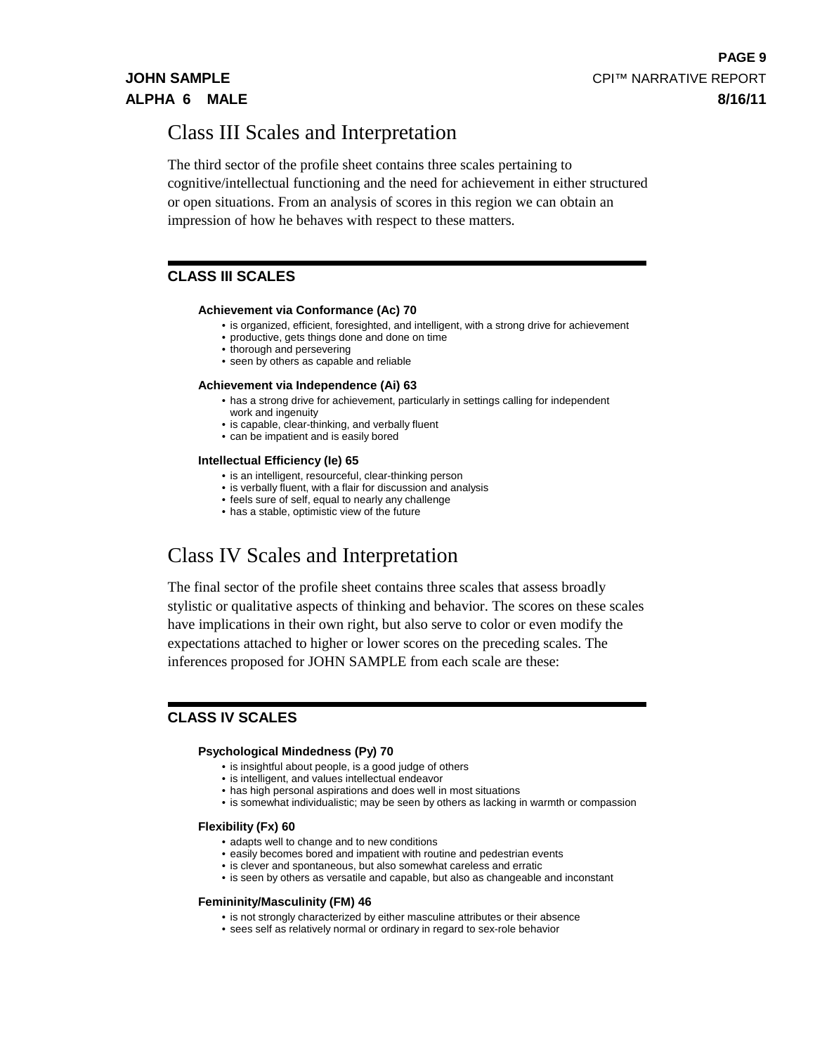# Class III Scales and Interpretation

The third sector of the profile sheet contains three scales pertaining to cognitive/intellectual functioning and the need for achievement in either structured or open situations. From an analysis of scores in this region we can obtain an impression of how he behaves with respect to these matters.

## CLASS III SCALES

### Achievement via Conformance (Ac) 70

- is organized, efficient, foresighted, and intelligent, with a strong drive for achievement
- productive, gets things done and done on time
- thorough and persevering
- seen by others as capable and reliable

### Achievement via Independence (Ai) 63

- has a strong drive for achievement, particularly in settings calling for independent work and ingenuity
- is capable, clear-thinking, and verbally fluent
- can be impatient and is easily bored

### Intellectual Efficiency (Ie) 65

- is an intelligent, resourceful, clear-thinking person
- is verbally fluent, with a flair for discussion and analysis
- feels sure of self, equal to nearly any challenge
- has a stable, optimistic view of the future

# Class IV Scales and Interpretation

The final sector of the profile sheet contains three scales that assess broadly stylistic or qualitative aspects of thinking and behavior. The scores on these scales have implications in their own right, but also serve to color or even modify the expectations attached to higher or lower scores on the preceding scales. The inferences proposed for JOHN SAMPLE from each scale are these:

## CLASS IV SCALES

### Psychological Mindedness (Py) 70

- is insightful about people, is a good judge of others
- is intelligent, and values intellectual endeavor
- has high personal aspirations and does well in most situations
- is somewhat individualistic; may be seen by others as lacking in warmth or compassion

### Flexibility (Fx) 60

- adapts well to change and to new conditions
- easily becomes bored and impatient with routine and pedestrian events
- is clever and spontaneous, but also somewhat careless and erratic
- is seen by others as versatile and capable, but also as changeable and inconstant

### Femininity/Masculinity (FM) 46

- is not strongly characterized by either masculine attributes or their absence
- sees self as relatively normal or ordinary in regard to sex-role behavior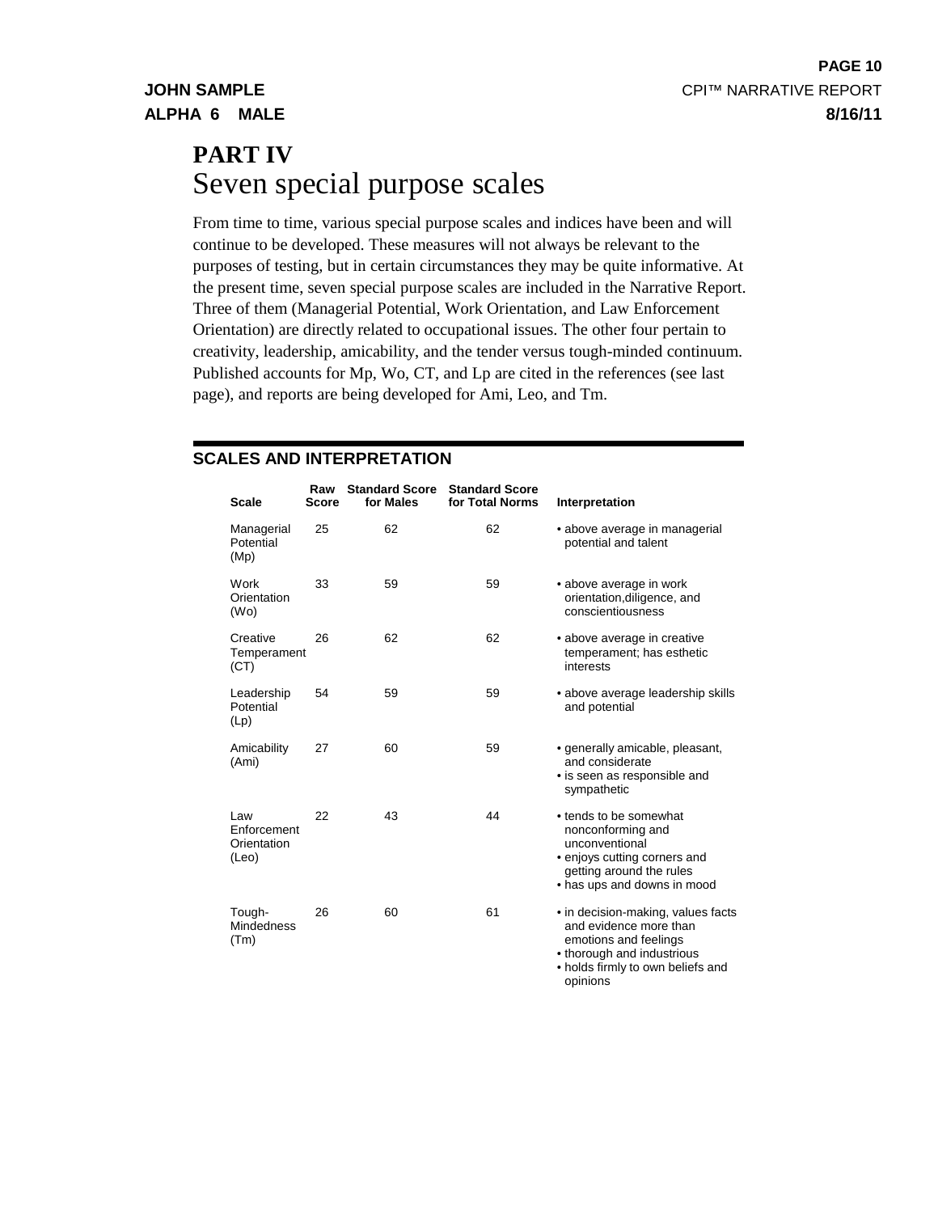# PART IV
## Seven special purpose scales

From time to time, various special purpose scales and indices have been and will continue to be developed. These measures will not always be relevant to the purposes of testing, but in certain circumstances they may be quite informative. At the present time, seven special purpose scales are included in the Narrative Report. Three of them (Managerial Potential, Work Orientation, and Law Enforcement Orientation) are directly related to occupational issues. The other four pertain to creativity, leadership, amicability, and the tender versus tough-minded continuum. Published accounts for Mp, Wo, CT, and Lp are cited in the references (see last page), and reports are being developed for Ami, Leo, and Tm.

### SCALES AND INTERPRETATION

| Scale | Raw Score | Standard Score for Males | Standard Score for Total Norms | Interpretation |
|---|---|---|---|---|
| Managerial Potential (Mp) | 25 | 62 | 62 | • above average in managerial potential and talent |
| Work Orientation (Wo) | 33 | 59 | 59 | • above average in work orientation,diligence, and conscientiousness |
| Creative Temperament (CT) | 26 | 62 | 62 | • above average in creative temperament; has esthetic interests |
| Leadership Potential (Lp) | 54 | 59 | 59 | • above average leadership skills and potential |
| Amicability (Ami) | 27 | 60 | 59 | • generally amicable, pleasant, and considerate<br>• is seen as responsible and sympathetic |
| Law Enforcement Orientation (Leo) | 22 | 43 | 44 | • tends to be somewhat nonconforming and unconventional<br>• enjoys cutting corners and getting around the rules<br>• has ups and downs in mood |
| Tough-Mindedness (Tm) | 26 | 60 | 61 | • in decision-making, values facts and evidence more than emotions and feelings<br>• thorough and industrious<br>• holds firmly to own beliefs and opinions |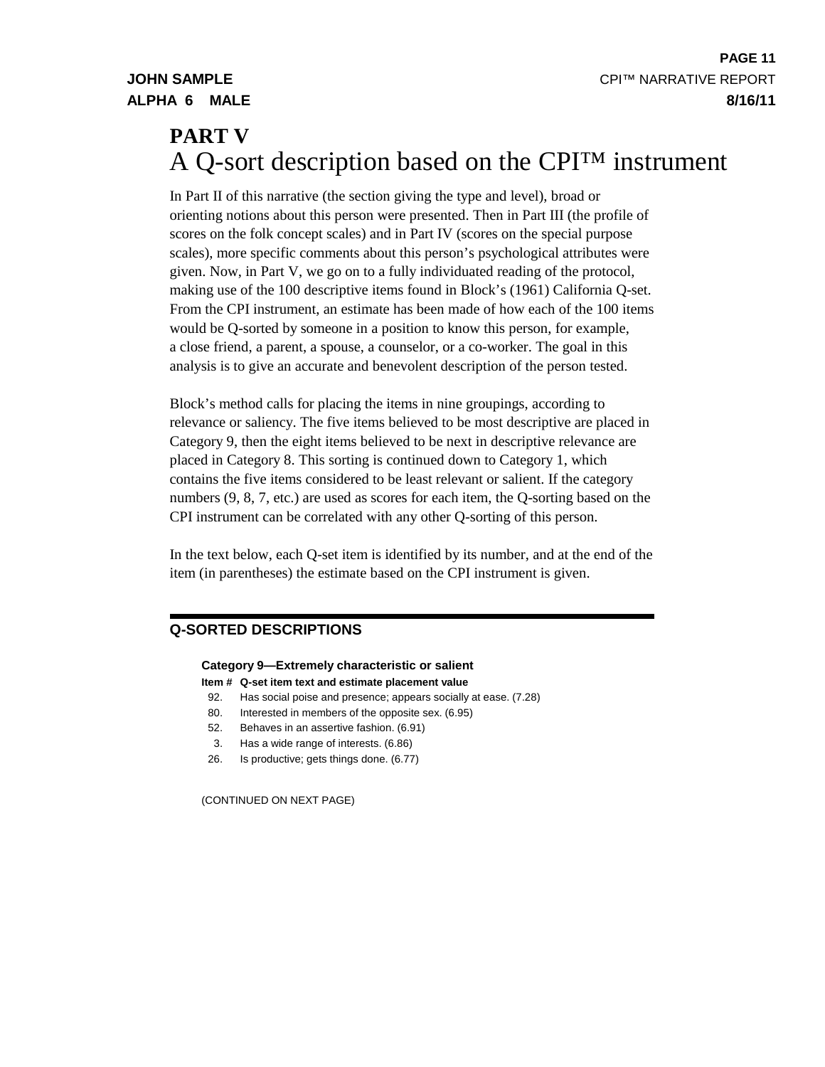# PART V
## A Q-sort description based on the CPI™ instrument

In Part II of this narrative (the section giving the type and level), broad or orienting notions about this person were presented. Then in Part III (the profile of scores on the folk concept scales) and in Part IV (scores on the special purpose scales), more specific comments about this person's psychological attributes were given. Now, in Part V, we go on to a fully individuated reading of the protocol, making use of the 100 descriptive items found in Block's (1961) California Q-set. From the CPI instrument, an estimate has been made of how each of the 100 items would be Q-sorted by someone in a position to know this person, for example, a close friend, a parent, a spouse, a counselor, or a co-worker. The goal in this analysis is to give an accurate and benevolent description of the person tested.

Block's method calls for placing the items in nine groupings, according to relevance or saliency. The five items believed to be most descriptive are placed in Category 9, then the eight items believed to be next in descriptive relevance are placed in Category 8. This sorting is continued down to Category 1, which contains the five items considered to be least relevant or salient. If the category numbers (9, 8, 7, etc.) are used as scores for each item, the Q-sorting based on the CPI instrument can be correlated with any other Q-sorting of this person.

In the text below, each Q-set item is identified by its number, and at the end of the item (in parentheses) the estimate based on the CPI instrument is given.

---

### Q-SORTED DESCRIPTIONS

**Category 9—Extremely characteristic or salient**

| Item # | Q-set item text and estimate placement value |
|---|---|
| 92. | Has social poise and presence; appears socially at ease. (7.28) |
| 80. | Interested in members of the opposite sex. (6.95) |
| 52. | Behaves in an assertive fashion. (6.91) |
| 3. | Has a wide range of interests. (6.86) |
| 26. | Is productive; gets things done. (6.77) |

(CONTINUED ON NEXT PAGE)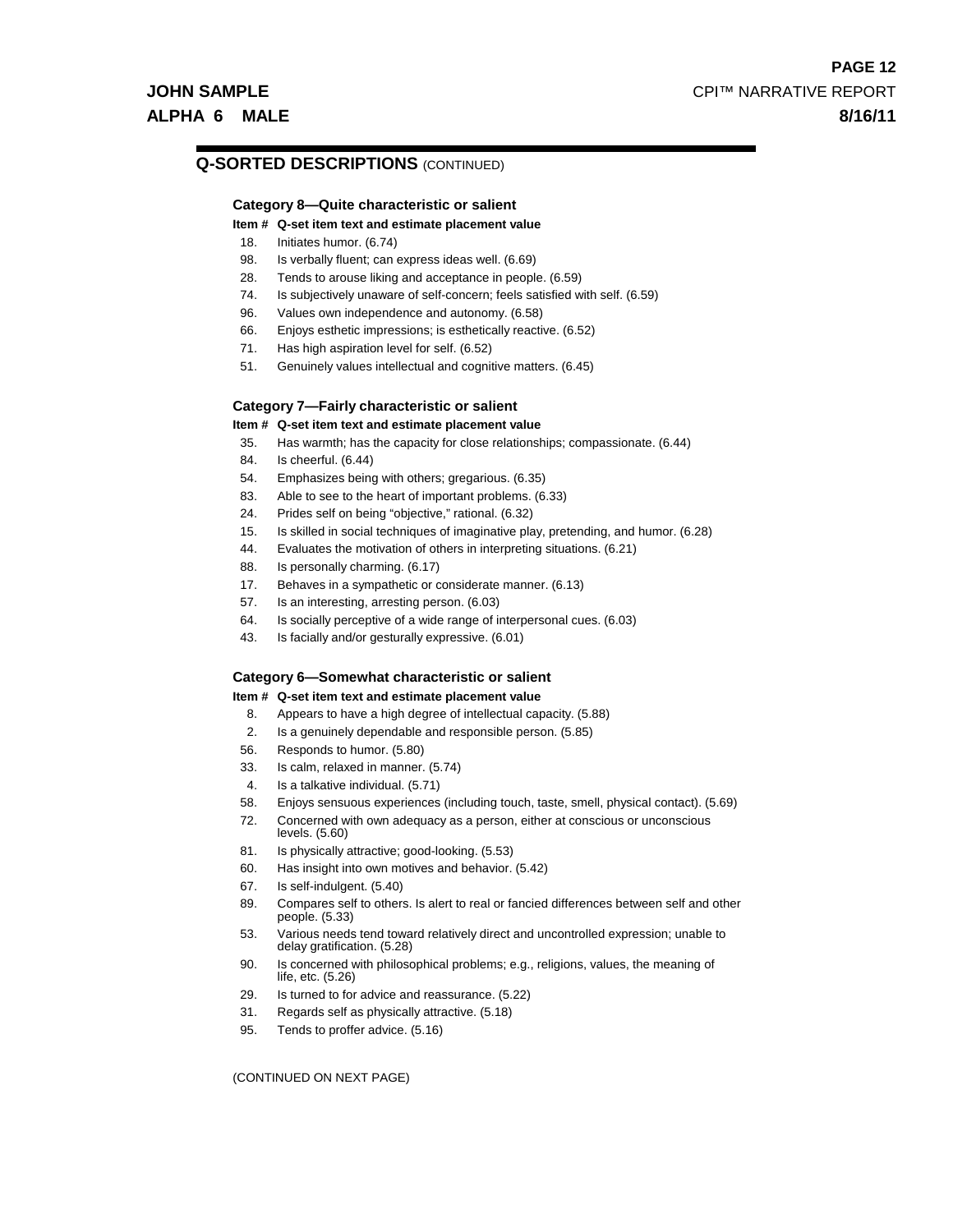## Q-SORTED DESCRIPTIONS (CONTINUED)

### Category 8—Quite characteristic or salient

| Item # | Q-set item text and estimate placement value |
|---|---|
| 18. | Initiates humor. (6.74) |
| 98. | Is verbally fluent; can express ideas well. (6.69) |
| 28. | Tends to arouse liking and acceptance in people. (6.59) |
| 74. | Is subjectively unaware of self-concern; feels satisfied with self. (6.59) |
| 96. | Values own independence and autonomy. (6.58) |
| 66. | Enjoys esthetic impressions; is esthetically reactive. (6.52) |
| 71. | Has high aspiration level for self. (6.52) |
| 51. | Genuinely values intellectual and cognitive matters. (6.45) |

### Category 7—Fairly characteristic or salient

| Item # | Q-set item text and estimate placement value |
|---|---|
| 35. | Has warmth; has the capacity for close relationships; compassionate. (6.44) |
| 84. | Is cheerful. (6.44) |
| 54. | Emphasizes being with others; gregarious. (6.35) |
| 83. | Able to see to the heart of important problems. (6.33) |
| 24. | Prides self on being "objective," rational. (6.32) |
| 15. | Is skilled in social techniques of imaginative play, pretending, and humor. (6.28) |
| 44. | Evaluates the motivation of others in interpreting situations. (6.21) |
| 88. | Is personally charming. (6.17) |
| 17. | Behaves in a sympathetic or considerate manner. (6.13) |
| 57. | Is an interesting, arresting person. (6.03) |
| 64. | Is socially perceptive of a wide range of interpersonal cues. (6.03) |
| 43. | Is facially and/or gesturally expressive. (6.01) |

### Category 6—Somewhat characteristic or salient

| Item # | Q-set item text and estimate placement value |
|---|---|
| 8. | Appears to have a high degree of intellectual capacity. (5.88) |
| 2. | Is a genuinely dependable and responsible person. (5.85) |
| 56. | Responds to humor. (5.80) |
| 33. | Is calm, relaxed in manner. (5.74) |
| 4. | Is a talkative individual. (5.71) |
| 58. | Enjoys sensuous experiences (including touch, taste, smell, physical contact). (5.69) |
| 72. | Concerned with own adequacy as a person, either at conscious or unconscious levels. (5.60) |
| 81. | Is physically attractive; good-looking. (5.53) |
| 60. | Has insight into own motives and behavior. (5.42) |
| 67. | Is self-indulgent. (5.40) |
| 89. | Compares self to others. Is alert to real or fancied differences between self and other people. (5.33) |
| 53. | Various needs tend toward relatively direct and uncontrolled expression; unable to delay gratification. (5.28) |
| 90. | Is concerned with philosophical problems; e.g., religions, values, the meaning of life, etc. (5.26) |
| 29. | Is turned to for advice and reassurance. (5.22) |
| 31. | Regards self as physically attractive. (5.18) |
| 95. | Tends to proffer advice. (5.16) |

(CONTINUED ON NEXT PAGE)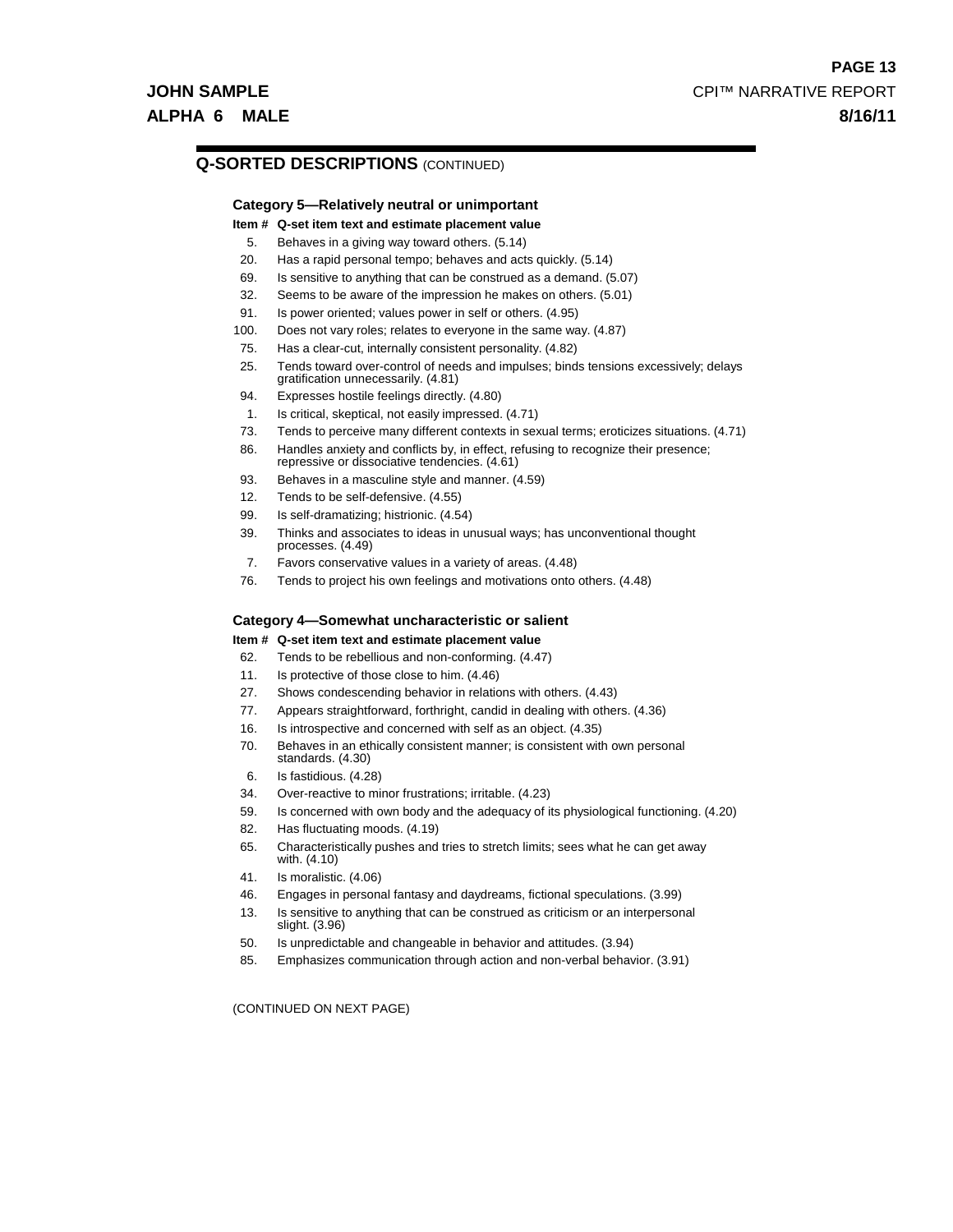## Q-SORTED DESCRIPTIONS (CONTINUED)

### Category 5—Relatively neutral or unimportant

| Item # | Q-set item text and estimate placement value |
|---|---|
| 5. | Behaves in a giving way toward others. (5.14) |
| 20. | Has a rapid personal tempo; behaves and acts quickly. (5.14) |
| 69. | Is sensitive to anything that can be construed as a demand. (5.07) |
| 32. | Seems to be aware of the impression he makes on others. (5.01) |
| 91. | Is power oriented; values power in self or others. (4.95) |
| 100. | Does not vary roles; relates to everyone in the same way. (4.87) |
| 75. | Has a clear-cut, internally consistent personality. (4.82) |
| 25. | Tends toward over-control of needs and impulses; binds tensions excessively; delays gratification unnecessarily. (4.81) |
| 94. | Expresses hostile feelings directly. (4.80) |
| 1. | Is critical, skeptical, not easily impressed. (4.71) |
| 73. | Tends to perceive many different contexts in sexual terms; eroticizes situations. (4.71) |
| 86. | Handles anxiety and conflicts by, in effect, refusing to recognize their presence; repressive or dissociative tendencies. (4.61) |
| 93. | Behaves in a masculine style and manner. (4.59) |
| 12. | Tends to be self-defensive. (4.55) |
| 99. | Is self-dramatizing; histrionic. (4.54) |
| 39. | Thinks and associates to ideas in unusual ways; has unconventional thought processes. (4.49) |
| 7. | Favors conservative values in a variety of areas. (4.48) |
| 76. | Tends to project his own feelings and motivations onto others. (4.48) |

### Category 4—Somewhat uncharacteristic or salient

| Item # | Q-set item text and estimate placement value |
|---|---|
| 62. | Tends to be rebellious and non-conforming. (4.47) |
| 11. | Is protective of those close to him. (4.46) |
| 27. | Shows condescending behavior in relations with others. (4.43) |
| 77. | Appears straightforward, forthright, candid in dealing with others. (4.36) |
| 16. | Is introspective and concerned with self as an object. (4.35) |
| 70. | Behaves in an ethically consistent manner; is consistent with own personal standards. (4.30) |
| 6. | Is fastidious. (4.28) |
| 34. | Over-reactive to minor frustrations; irritable. (4.23) |
| 59. | Is concerned with own body and the adequacy of its physiological functioning. (4.20) |
| 82. | Has fluctuating moods. (4.19) |
| 65. | Characteristically pushes and tries to stretch limits; sees what he can get away with. (4.10) |
| 41. | Is moralistic. (4.06) |
| 46. | Engages in personal fantasy and daydreams, fictional speculations. (3.99) |
| 13. | Is sensitive to anything that can be construed as criticism or an interpersonal slight. (3.96) |
| 50. | Is unpredictable and changeable in behavior and attitudes. (3.94) |
| 85. | Emphasizes communication through action and non-verbal behavior. (3.91) |

(CONTINUED ON NEXT PAGE)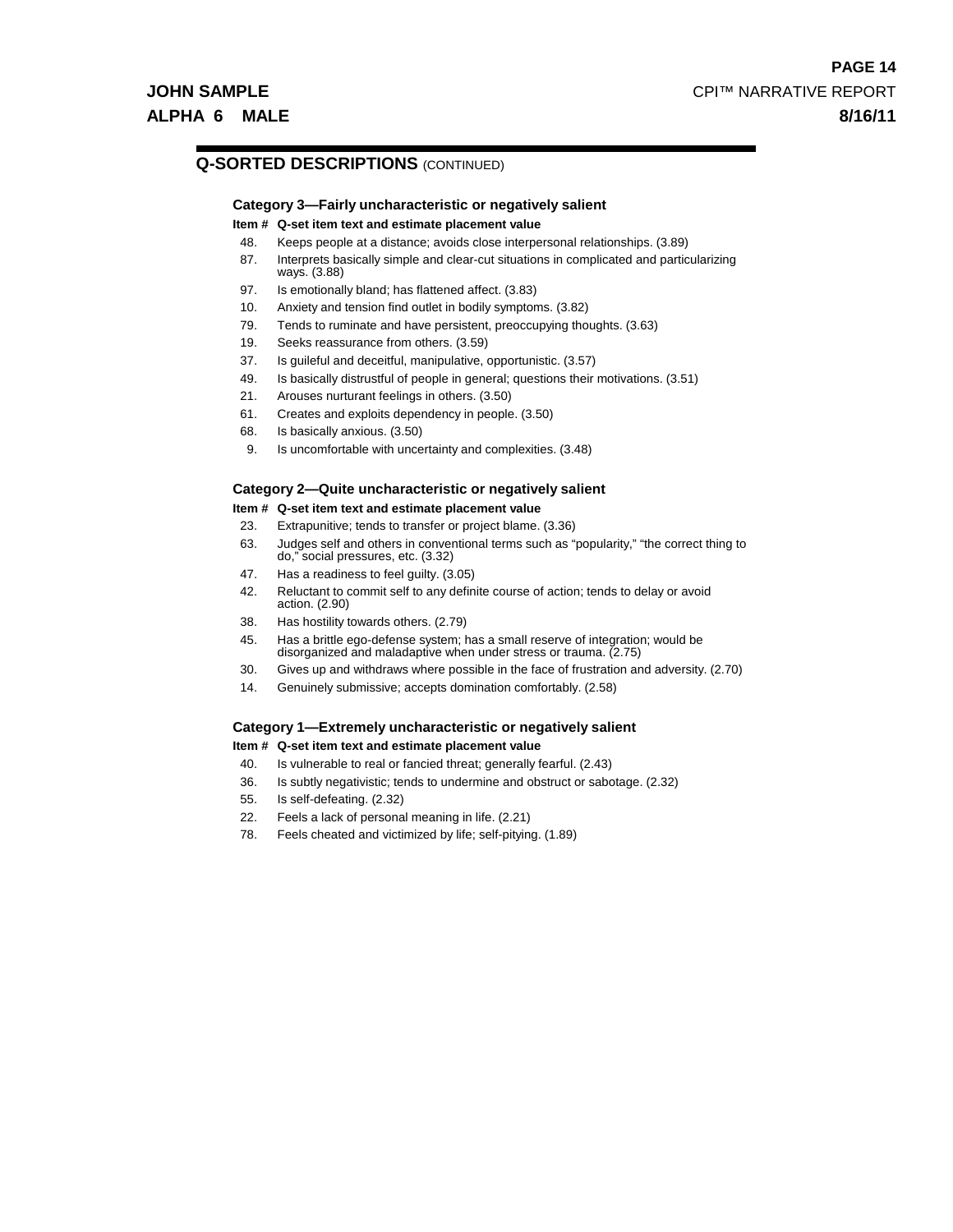## Q-SORTED DESCRIPTIONS (CONTINUED)

### Category 3—Fairly uncharacteristic or negatively salient

| Item # | Q-set item text and estimate placement value |
| --- | --- |
| 48. | Keeps people at a distance; avoids close interpersonal relationships. (3.89) |
| 87. | Interprets basically simple and clear-cut situations in complicated and particularizing ways. (3.88) |
| 97. | Is emotionally bland; has flattened affect. (3.83) |
| 10. | Anxiety and tension find outlet in bodily symptoms. (3.82) |
| 79. | Tends to ruminate and have persistent, preoccupying thoughts. (3.63) |
| 19. | Seeks reassurance from others. (3.59) |
| 37. | Is guileful and deceitful, manipulative, opportunistic. (3.57) |
| 49. | Is basically distrustful of people in general; questions their motivations. (3.51) |
| 21. | Arouses nurturant feelings in others. (3.50) |
| 61. | Creates and exploits dependency in people. (3.50) |
| 68. | Is basically anxious. (3.50) |
| 9. | Is uncomfortable with uncertainty and complexities. (3.48) |

### Category 2—Quite uncharacteristic or negatively salient

| Item # | Q-set item text and estimate placement value |
| --- | --- |
| 23. | Extrapunitive; tends to transfer or project blame. (3.36) |
| 63. | Judges self and others in conventional terms such as "popularity," "the correct thing to do," social pressures, etc. (3.32) |
| 47. | Has a readiness to feel guilty. (3.05) |
| 42. | Reluctant to commit self to any definite course of action; tends to delay or avoid action. (2.90) |
| 38. | Has hostility towards others. (2.79) |
| 45. | Has a brittle ego-defense system; has a small reserve of integration; would be disorganized and maladaptive when under stress or trauma. (2.75) |
| 30. | Gives up and withdraws where possible in the face of frustration and adversity. (2.70) |
| 14. | Genuinely submissive; accepts domination comfortably. (2.58) |

### Category 1—Extremely uncharacteristic or negatively salient

| Item # | Q-set item text and estimate placement value |
| --- | --- |
| 40. | Is vulnerable to real or fancied threat; generally fearful. (2.43) |
| 36. | Is subtly negativistic; tends to undermine and obstruct or sabotage. (2.32) |
| 55. | Is self-defeating. (2.32) |
| 22. | Feels a lack of personal meaning in life. (2.21) |
| 78. | Feels cheated and victimized by life; self-pitying. (1.89) |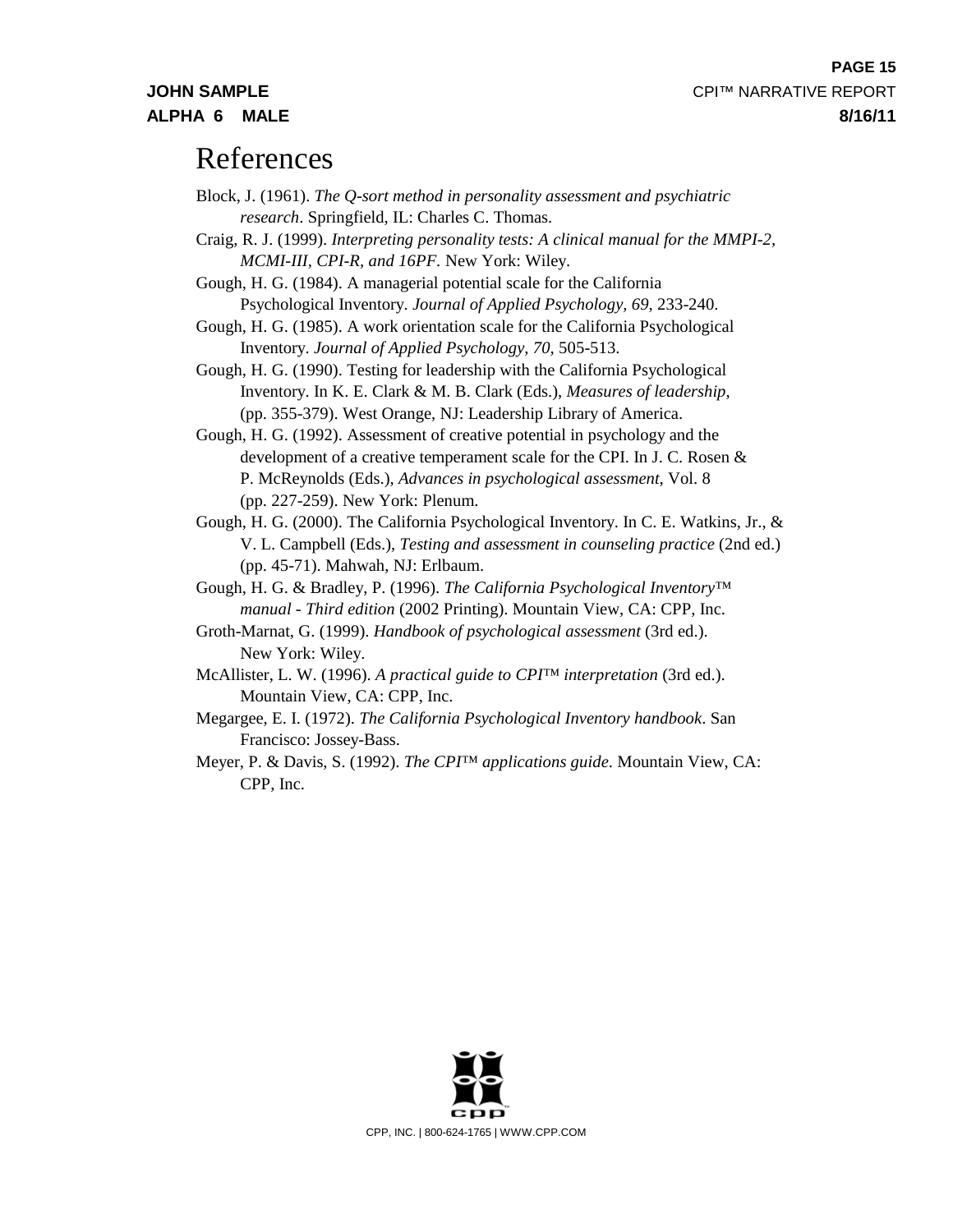# References

Block, J. (1961). *The Q-sort method in personality assessment and psychiatric research*. Springfield, IL: Charles C. Thomas.

Craig, R. J. (1999). *Interpreting personality tests: A clinical manual for the MMPI-2, MCMI-III, CPI-R, and 16PF.* New York: Wiley.

Gough, H. G. (1984). A managerial potential scale for the California Psychological Inventory. *Journal of Applied Psychology, 69,* 233-240.

Gough, H. G. (1985). A work orientation scale for the California Psychological Inventory. *Journal of Applied Psychology, 70,* 505-513.

Gough, H. G. (1990). Testing for leadership with the California Psychological Inventory. In K. E. Clark & M. B. Clark (Eds.), *Measures of leadership,* (pp. 355-379). West Orange, NJ: Leadership Library of America.

Gough, H. G. (1992). Assessment of creative potential in psychology and the development of a creative temperament scale for the CPI. In J. C. Rosen & P. McReynolds (Eds.), *Advances in psychological assessment,* Vol. 8 (pp. 227-259). New York: Plenum.

Gough, H. G. (2000). The California Psychological Inventory. In C. E. Watkins, Jr., & V. L. Campbell (Eds.), *Testing and assessment in counseling practice* (2nd ed.) (pp. 45-71). Mahwah, NJ: Erlbaum.

Gough, H. G. & Bradley, P. (1996). *The California Psychological Inventory™ manual - Third edition* (2002 Printing). Mountain View, CA: CPP, Inc.

Groth-Marnat, G. (1999). *Handbook of psychological assessment* (3rd ed.). New York: Wiley.

McAllister, L. W. (1996). *A practical guide to CPI™ interpretation* (3rd ed.). Mountain View, CA: CPP, Inc.

Megargee, E. I. (1972). *The California Psychological Inventory handbook*. San Francisco: Jossey-Bass.

Meyer, P. & Davis, S. (1992). *The CPI™ applications guide*. Mountain View, CA: CPP, Inc.